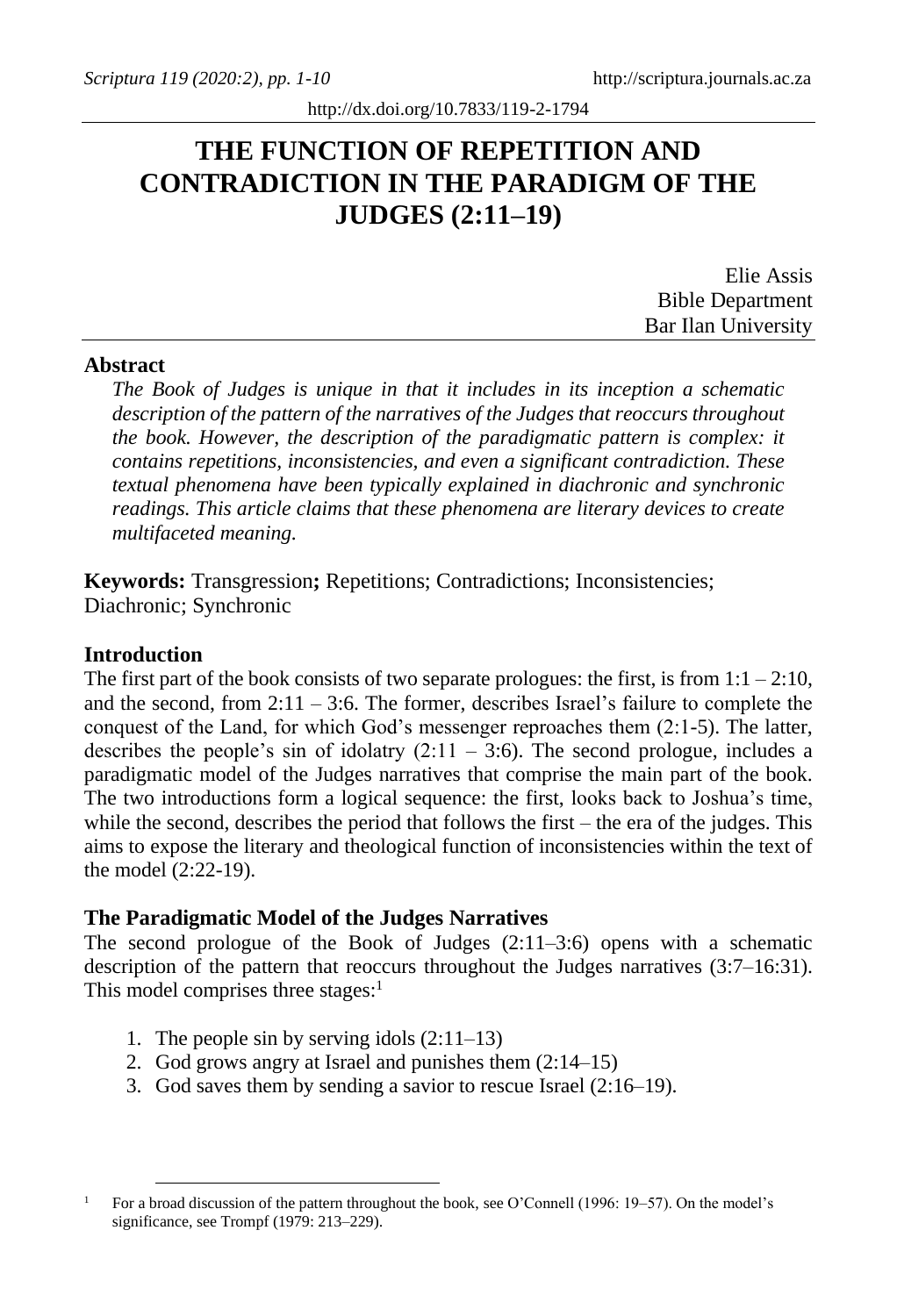# THE FUNCTION OF REPETITION AND CONTRADICTION IN THE PARADIGM OF THE JUDGES (2:11–19)

http://dx.doi.org/10.7833/119-2-1794

Elie Assis
Bible Department
Bar Ilan University

## Abstract

*The Book of Judges is unique in that it includes in its inception a schematic description of the pattern of the narratives of the Judges that reoccurs throughout the book. However, the description of the paradigmatic pattern is complex: it contains repetitions, inconsistencies, and even a significant contradiction. These textual phenomena have been typically explained in diachronic and synchronic readings. This article claims that these phenomena are literary devices to create multifaceted meaning.*

**Keywords:** Transgression**;** Repetitions; Contradictions; Inconsistencies; Diachronic; Synchronic

## Introduction

The first part of the book consists of two separate prologues: the first, is from 1:1 – 2:10, and the second, from 2:11 – 3:6. The former, describes Israel's failure to complete the conquest of the Land, for which God's messenger reproaches them (2:1-5). The latter, describes the people's sin of idolatry (2:11 – 3:6). The second prologue, includes a paradigmatic model of the Judges narratives that comprise the main part of the book. The two introductions form a logical sequence: the first, looks back to Joshua's time, while the second, describes the period that follows the first – the era of the judges. This aims to expose the literary and theological function of inconsistencies within the text of the model (2:22-19).

## The Paradigmatic Model of the Judges Narratives

The second prologue of the Book of Judges (2:11–3:6) opens with a schematic description of the pattern that reoccurs throughout the Judges narratives (3:7–16:31). This model comprises three stages:[1]

1. The people sin by serving idols (2:11–13)
2. God grows angry at Israel and punishes them (2:14–15)
3. God saves them by sending a savior to rescue Israel (2:16–19).

[1] For a broad discussion of the pattern throughout the book, see O'Connell (1996: 19–57). On the model's significance, see Trompf (1979: 213–229).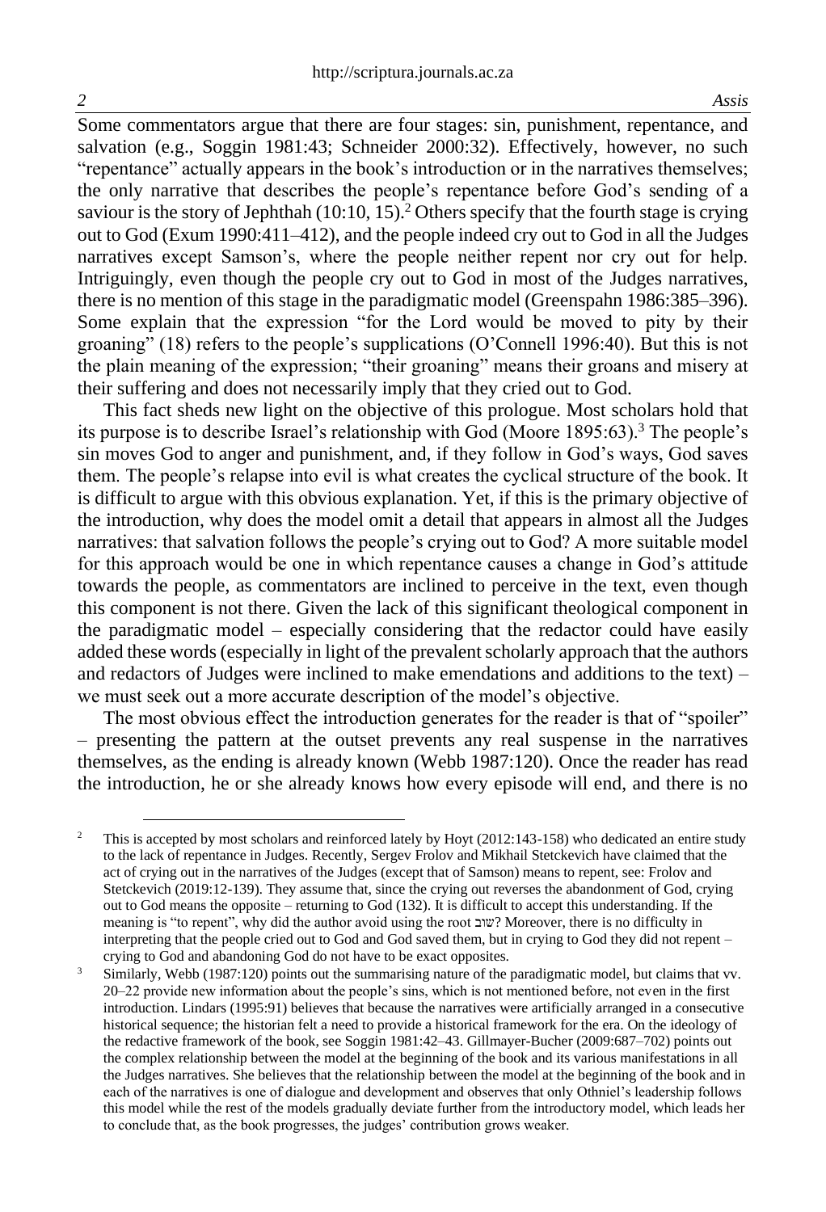Some commentators argue that there are four stages: sin, punishment, repentance, and salvation (e.g., Soggin 1981:43; Schneider 2000:32). Effectively, however, no such "repentance" actually appears in the book's introduction or in the narratives themselves; the only narrative that describes the people's repentance before God's sending of a saviour is the story of Jephthah (10:10, 15).[2] Others specify that the fourth stage is crying out to God (Exum 1990:411–412), and the people indeed cry out to God in all the Judges narratives except Samson's, where the people neither repent nor cry out for help. Intriguingly, even though the people cry out to God in most of the Judges narratives, there is no mention of this stage in the paradigmatic model (Greenspahn 1986:385–396). Some explain that the expression "for the Lord would be moved to pity by their groaning" (18) refers to the people's supplications (O'Connell 1996:40). But this is not the plain meaning of the expression; "their groaning" means their groans and misery at their suffering and does not necessarily imply that they cried out to God.

This fact sheds new light on the objective of this prologue. Most scholars hold that its purpose is to describe Israel's relationship with God (Moore 1895:63).[3] The people's sin moves God to anger and punishment, and, if they follow in God's ways, God saves them. The people's relapse into evil is what creates the cyclical structure of the book. It is difficult to argue with this obvious explanation. Yet, if this is the primary objective of the introduction, why does the model omit a detail that appears in almost all the Judges narratives: that salvation follows the people's crying out to God? A more suitable model for this approach would be one in which repentance causes a change in God's attitude towards the people, as commentators are inclined to perceive in the text, even though this component is not there. Given the lack of this significant theological component in the paradigmatic model – especially considering that the redactor could have easily added these words (especially in light of the prevalent scholarly approach that the authors and redactors of Judges were inclined to make emendations and additions to the text) – we must seek out a more accurate description of the model's objective.

The most obvious effect the introduction generates for the reader is that of "spoiler" – presenting the pattern at the outset prevents any real suspense in the narratives themselves, as the ending is already known (Webb 1987:120). Once the reader has read the introduction, he or she already knows how every episode will end, and there is no

---

[2] This is accepted by most scholars and reinforced lately by Hoyt (2012:143-158) who dedicated an entire study to the lack of repentance in Judges. Recently, Sergev Frolov and Mikhail Stetckevich have claimed that the act of crying out in the narratives of the Judges (except that of Samson) means to repent, see: Frolov and Stetckevich (2019:12-139). They assume that, since the crying out reverses the abandonment of God, crying out to God means the opposite – returning to God (132). It is difficult to accept this understanding. If the meaning is "to repent", why did the author avoid using the root שוב? Moreover, there is no difficulty in interpreting that the people cried out to God and God saved them, but in crying to God they did not repent – crying to God and abandoning God do not have to be exact opposites.

[3] Similarly, Webb (1987:120) points out the summarising nature of the paradigmatic model, but claims that vv. 20–22 provide new information about the people's sins, which is not mentioned before, not even in the first introduction. Lindars (1995:91) believes that because the narratives were artificially arranged in a consecutive historical sequence; the historian felt a need to provide a historical framework for the era. On the ideology of the redactive framework of the book, see Soggin 1981:42–43. Gillmayer-Bucher (2009:687–702) points out the complex relationship between the model at the beginning of the book and its various manifestations in all the Judges narratives. She believes that the relationship between the model at the beginning of the book and in each of the narratives is one of dialogue and development and observes that only Othniel's leadership follows this model while the rest of the models gradually deviate further from the introductory model, which leads her to conclude that, as the book progresses, the judges' contribution grows weaker.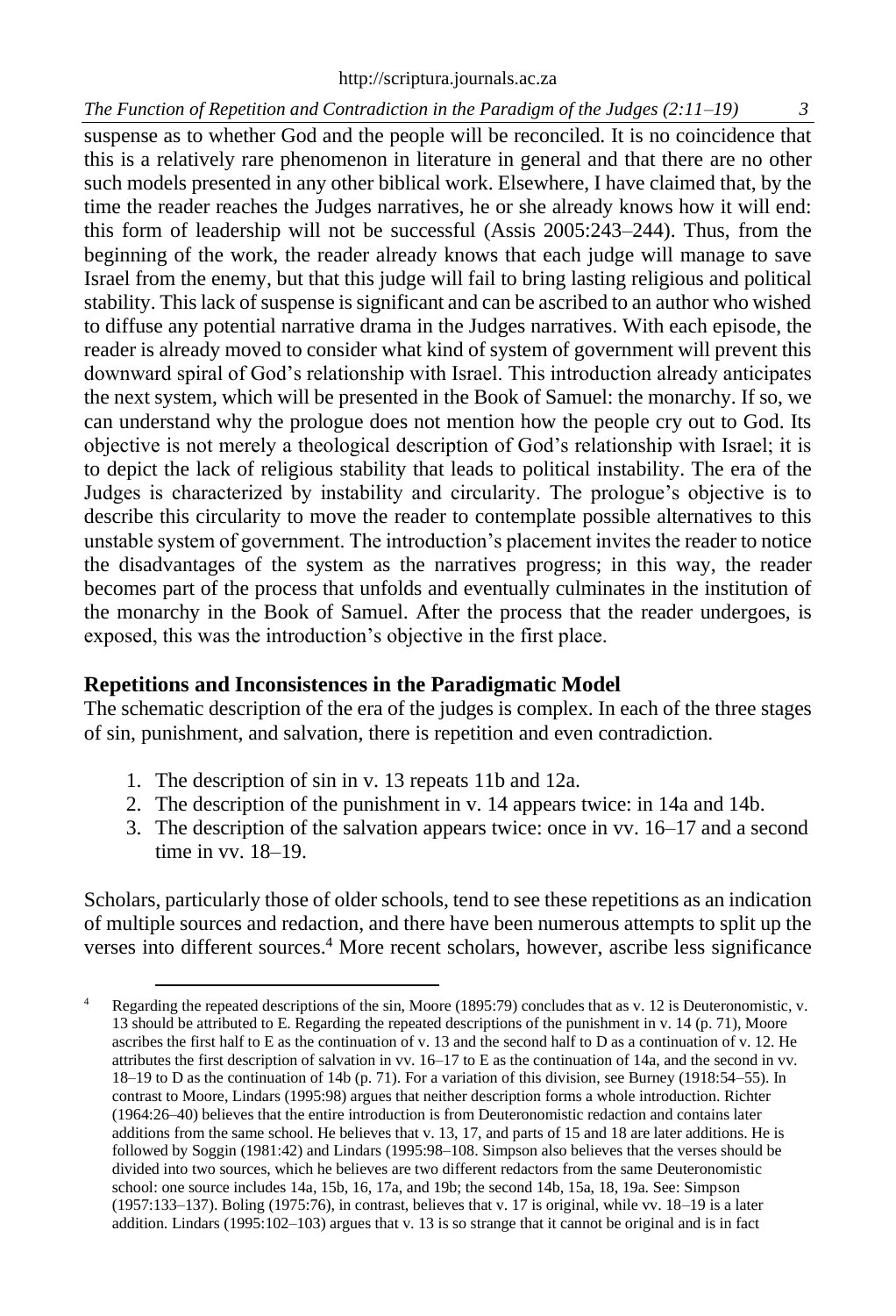suspense as to whether God and the people will be reconciled. It is no coincidence that this is a relatively rare phenomenon in literature in general and that there are no other such models presented in any other biblical work. Elsewhere, I have claimed that, by the time the reader reaches the Judges narratives, he or she already knows how it will end: this form of leadership will not be successful (Assis 2005:243–244). Thus, from the beginning of the work, the reader already knows that each judge will manage to save Israel from the enemy, but that this judge will fail to bring lasting religious and political stability. This lack of suspense is significant and can be ascribed to an author who wished to diffuse any potential narrative drama in the Judges narratives. With each episode, the reader is already moved to consider what kind of system of government will prevent this downward spiral of God's relationship with Israel. This introduction already anticipates the next system, which will be presented in the Book of Samuel: the monarchy. If so, we can understand why the prologue does not mention how the people cry out to God. Its objective is not merely a theological description of God's relationship with Israel; it is to depict the lack of religious stability that leads to political instability. The era of the Judges is characterized by instability and circularity. The prologue's objective is to describe this circularity to move the reader to contemplate possible alternatives to this unstable system of government. The introduction's placement invites the reader to notice the disadvantages of the system as the narratives progress; in this way, the reader becomes part of the process that unfolds and eventually culminates in the institution of the monarchy in the Book of Samuel. After the process that the reader undergoes, is exposed, this was the introduction's objective in the first place.

## Repetitions and Inconsistences in the Paradigmatic Model

The schematic description of the era of the judges is complex. In each of the three stages of sin, punishment, and salvation, there is repetition and even contradiction.

1. The description of sin in v. 13 repeats 11b and 12a.
2. The description of the punishment in v. 14 appears twice: in 14a and 14b.
3. The description of the salvation appears twice: once in vv. 16–17 and a second time in vv. 18–19.

Scholars, particularly those of older schools, tend to see these repetitions as an indication of multiple sources and redaction, and there have been numerous attempts to split up the verses into different sources.[4] More recent scholars, however, ascribe less significance

[4] Regarding the repeated descriptions of the sin, Moore (1895:79) concludes that as v. 12 is Deuteronomistic, v. 13 should be attributed to E. Regarding the repeated descriptions of the punishment in v. 14 (p. 71), Moore ascribes the first half to E as the continuation of v. 13 and the second half to D as a continuation of v. 12. He attributes the first description of salvation in vv. 16–17 to E as the continuation of 14a, and the second in vv. 18–19 to D as the continuation of 14b (p. 71). For a variation of this division, see Burney (1918:54–55). In contrast to Moore, Lindars (1995:98) argues that neither description forms a whole introduction. Richter (1964:26–40) believes that the entire introduction is from Deuteronomistic redaction and contains later additions from the same school. He believes that v. 13, 17, and parts of 15 and 18 are later additions. He is followed by Soggin (1981:42) and Lindars (1995:98–108. Simpson also believes that the verses should be divided into two sources, which he believes are two different redactors from the same Deuteronomistic school: one source includes 14a, 15b, 16, 17a, and 19b; the second 14b, 15a, 18, 19a. See: Simpson (1957:133–137). Boling (1975:76), in contrast, believes that v. 17 is original, while vv. 18–19 is a later addition. Lindars (1995:102–103) argues that v. 13 is so strange that it cannot be original and is in fact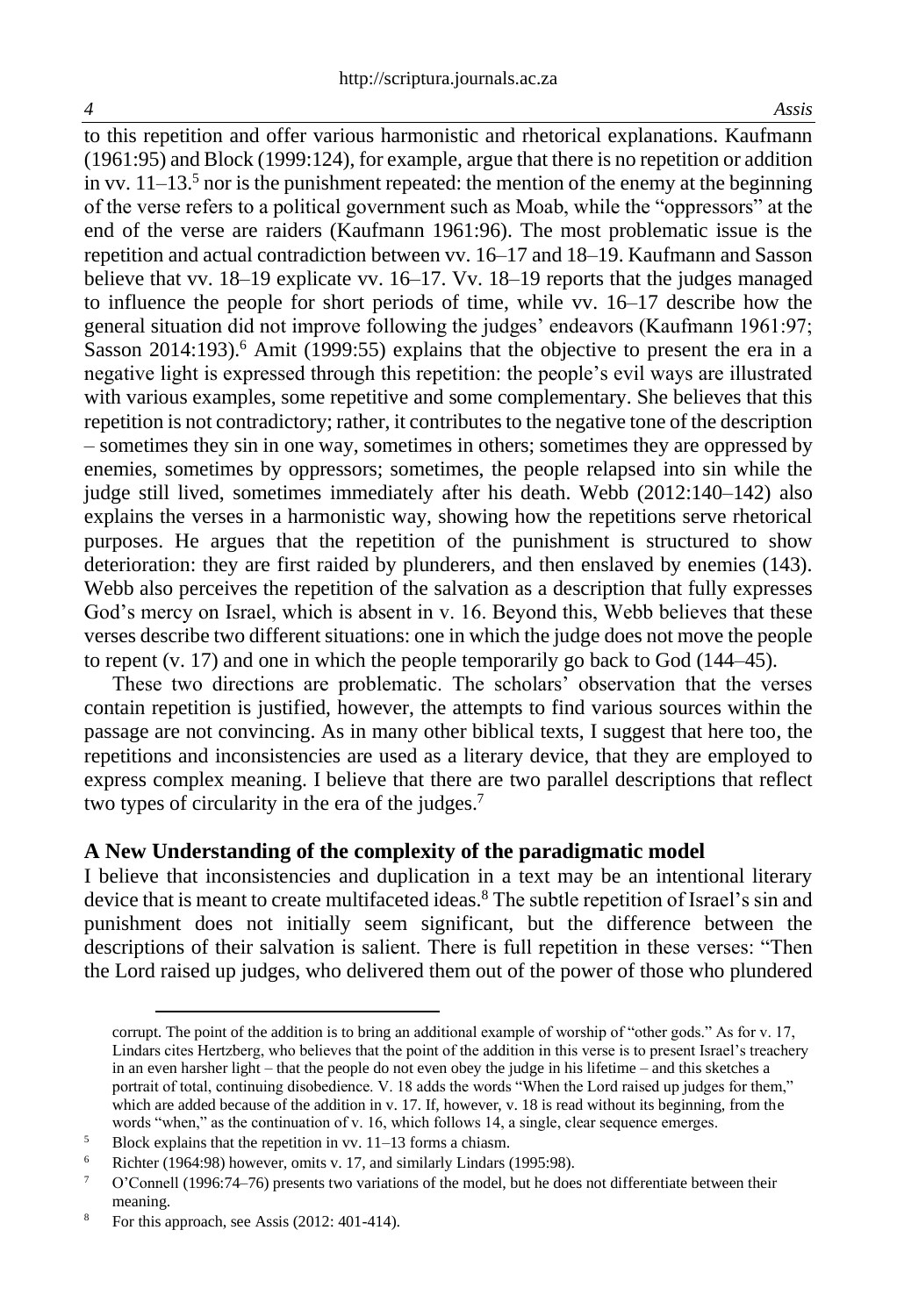to this repetition and offer various harmonistic and rhetorical explanations. Kaufmann (1961:95) and Block (1999:124), for example, argue that there is no repetition or addition in vv. 11–13.[5] nor is the punishment repeated: the mention of the enemy at the beginning of the verse refers to a political government such as Moab, while the "oppressors" at the end of the verse are raiders (Kaufmann 1961:96). The most problematic issue is the repetition and actual contradiction between vv. 16–17 and 18–19. Kaufmann and Sasson believe that vv. 18–19 explicate vv. 16–17. Vv. 18–19 reports that the judges managed to influence the people for short periods of time, while vv. 16–17 describe how the general situation did not improve following the judges' endeavors (Kaufmann 1961:97; Sasson 2014:193).[6] Amit (1999:55) explains that the objective to present the era in a negative light is expressed through this repetition: the people's evil ways are illustrated with various examples, some repetitive and some complementary. She believes that this repetition is not contradictory; rather, it contributes to the negative tone of the description – sometimes they sin in one way, sometimes in others; sometimes they are oppressed by enemies, sometimes by oppressors; sometimes, the people relapsed into sin while the judge still lived, sometimes immediately after his death. Webb (2012:140–142) also explains the verses in a harmonistic way, showing how the repetitions serve rhetorical purposes. He argues that the repetition of the punishment is structured to show deterioration: they are first raided by plunderers, and then enslaved by enemies (143). Webb also perceives the repetition of the salvation as a description that fully expresses God's mercy on Israel, which is absent in v. 16. Beyond this, Webb believes that these verses describe two different situations: one in which the judge does not move the people to repent (v. 17) and one in which the people temporarily go back to God (144–45).

These two directions are problematic. The scholars' observation that the verses contain repetition is justified, however, the attempts to find various sources within the passage are not convincing. As in many other biblical texts, I suggest that here too, the repetitions and inconsistencies are used as a literary device, that they are employed to express complex meaning. I believe that there are two parallel descriptions that reflect two types of circularity in the era of the judges.[7]

## A New Understanding of the complexity of the paradigmatic model

I believe that inconsistencies and duplication in a text may be an intentional literary device that is meant to create multifaceted ideas.[8] The subtle repetition of Israel's sin and punishment does not initially seem significant, but the difference between the descriptions of their salvation is salient. There is full repetition in these verses: "Then the Lord raised up judges, who delivered them out of the power of those who plundered

---

corrupt. The point of the addition is to bring an additional example of worship of "other gods." As for v. 17, Lindars cites Hertzberg, who believes that the point of the addition in this verse is to present Israel's treachery in an even harsher light – that the people do not even obey the judge in his lifetime – and this sketches a portrait of total, continuing disobedience. V. 18 adds the words "When the Lord raised up judges for them," which are added because of the addition in v. 17. If, however, v. 18 is read without its beginning, from the words "when," as the continuation of v. 16, which follows 14, a single, clear sequence emerges.

[5] Block explains that the repetition in vv. 11–13 forms a chiasm.

[6] Richter (1964:98) however, omits v. 17, and similarly Lindars (1995:98).

[7] O'Connell (1996:74–76) presents two variations of the model, but he does not differentiate between their meaning.

[8] For this approach, see Assis (2012: 401-414).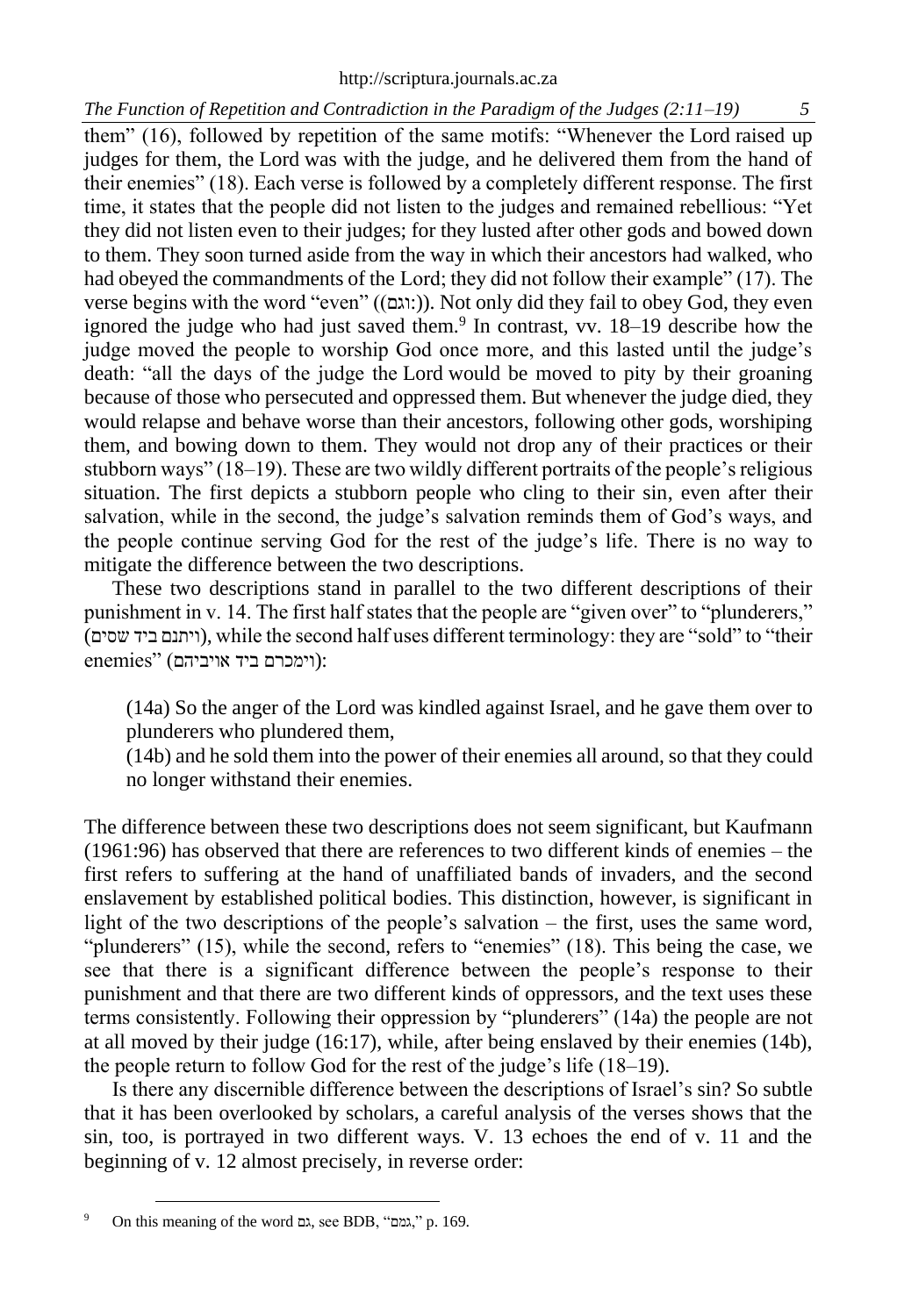them" (16), followed by repetition of the same motifs: "Whenever the Lord raised up judges for them, the Lord was with the judge, and he delivered them from the hand of their enemies" (18). Each verse is followed by a completely different response. The first time, it states that the people did not listen to the judges and remained rebellious: "Yet they did not listen even to their judges; for they lusted after other gods and bowed down to them. They soon turned aside from the way in which their ancestors had walked, who had obeyed the commandments of the Lord; they did not follow their example" (17). The verse begins with the word "even" ((וגם:)). Not only did they fail to obey God, they even ignored the judge who had just saved them.[9] In contrast, vv. 18–19 describe how the judge moved the people to worship God once more, and this lasted until the judge's death: "all the days of the judge the Lord would be moved to pity by their groaning because of those who persecuted and oppressed them. But whenever the judge died, they would relapse and behave worse than their ancestors, following other gods, worshiping them, and bowing down to them. They would not drop any of their practices or their stubborn ways" (18–19). These are two wildly different portraits of the people's religious situation. The first depicts a stubborn people who cling to their sin, even after their salvation, while in the second, the judge's salvation reminds them of God's ways, and the people continue serving God for the rest of the judge's life. There is no way to mitigate the difference between the two descriptions.

These two descriptions stand in parallel to the two different descriptions of their punishment in v. 14. The first half states that the people are "given over" to "plunderers," (ויתנם ביד שסים), while the second half uses different terminology: they are "sold" to "their enemies" (וימכרם ביד אויביהם):

> (14a) So the anger of the Lord was kindled against Israel, and he gave them over to plunderers who plundered them,
>
> (14b) and he sold them into the power of their enemies all around, so that they could no longer withstand their enemies.

The difference between these two descriptions does not seem significant, but Kaufmann (1961:96) has observed that there are references to two different kinds of enemies – the first refers to suffering at the hand of unaffiliated bands of invaders, and the second enslavement by established political bodies. This distinction, however, is significant in light of the two descriptions of the people's salvation – the first, uses the same word, "plunderers" (15), while the second, refers to "enemies" (18). This being the case, we see that there is a significant difference between the people's response to their punishment and that there are two different kinds of oppressors, and the text uses these terms consistently. Following their oppression by "plunderers" (14a) the people are not at all moved by their judge (16:17), while, after being enslaved by their enemies (14b), the people return to follow God for the rest of the judge's life (18–19).

Is there any discernible difference between the descriptions of Israel's sin? So subtle that it has been overlooked by scholars, a careful analysis of the verses shows that the sin, too, is portrayed in two different ways. V. 13 echoes the end of v. 11 and the beginning of v. 12 almost precisely, in reverse order:

---

[9] On this meaning of the word גם, see BDB, "גמם," p. 169.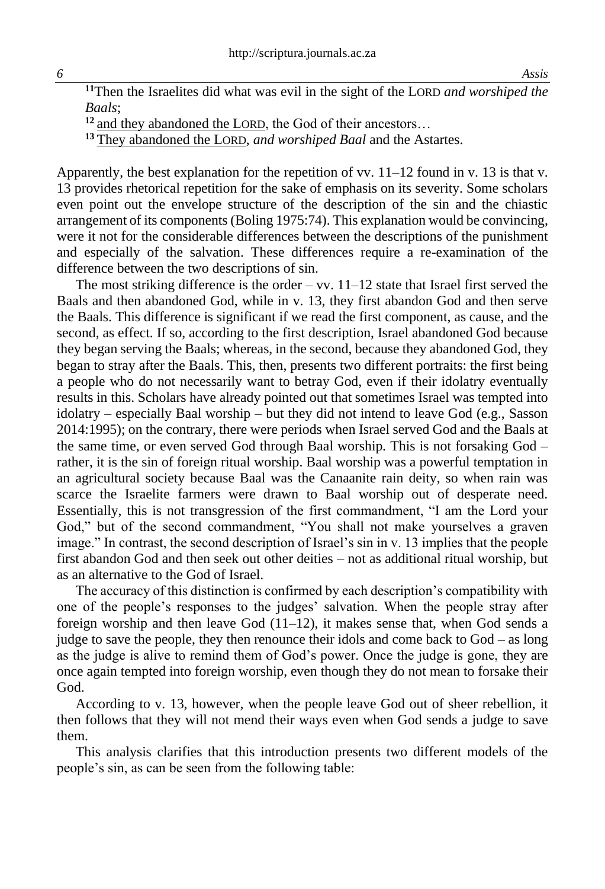[11]Then the Israelites did what was evil in the sight of the LORD *and worshiped the Baals*;

[12] <u>and they abandoned the LORD</u>, the God of their ancestors…

[13] <u>They abandoned the LORD</u>, *and worshiped Baal* and the Astartes.

Apparently, the best explanation for the repetition of vv. 11–12 found in v. 13 is that v. 13 provides rhetorical repetition for the sake of emphasis on its severity. Some scholars even point out the envelope structure of the description of the sin and the chiastic arrangement of its components (Boling 1975:74). This explanation would be convincing, were it not for the considerable differences between the descriptions of the punishment and especially of the salvation. These differences require a re-examination of the difference between the two descriptions of sin.

The most striking difference is the order – vv. 11–12 state that Israel first served the Baals and then abandoned God, while in v. 13, they first abandon God and then serve the Baals. This difference is significant if we read the first component, as cause, and the second, as effect. If so, according to the first description, Israel abandoned God because they began serving the Baals; whereas, in the second, because they abandoned God, they began to stray after the Baals. This, then, presents two different portraits: the first being a people who do not necessarily want to betray God, even if their idolatry eventually results in this. Scholars have already pointed out that sometimes Israel was tempted into idolatry – especially Baal worship – but they did not intend to leave God (e.g., Sasson 2014:1995); on the contrary, there were periods when Israel served God and the Baals at the same time, or even served God through Baal worship. This is not forsaking God – rather, it is the sin of foreign ritual worship. Baal worship was a powerful temptation in an agricultural society because Baal was the Canaanite rain deity, so when rain was scarce the Israelite farmers were drawn to Baal worship out of desperate need. Essentially, this is not transgression of the first commandment, "I am the Lord your God," but of the second commandment, "You shall not make yourselves a graven image." In contrast, the second description of Israel's sin in v. 13 implies that the people first abandon God and then seek out other deities – not as additional ritual worship, but as an alternative to the God of Israel.

The accuracy of this distinction is confirmed by each description's compatibility with one of the people's responses to the judges' salvation. When the people stray after foreign worship and then leave God (11–12), it makes sense that, when God sends a judge to save the people, they then renounce their idols and come back to God – as long as the judge is alive to remind them of God's power. Once the judge is gone, they are once again tempted into foreign worship, even though they do not mean to forsake their God.

According to v. 13, however, when the people leave God out of sheer rebellion, it then follows that they will not mend their ways even when God sends a judge to save them.

This analysis clarifies that this introduction presents two different models of the people's sin, as can be seen from the following table: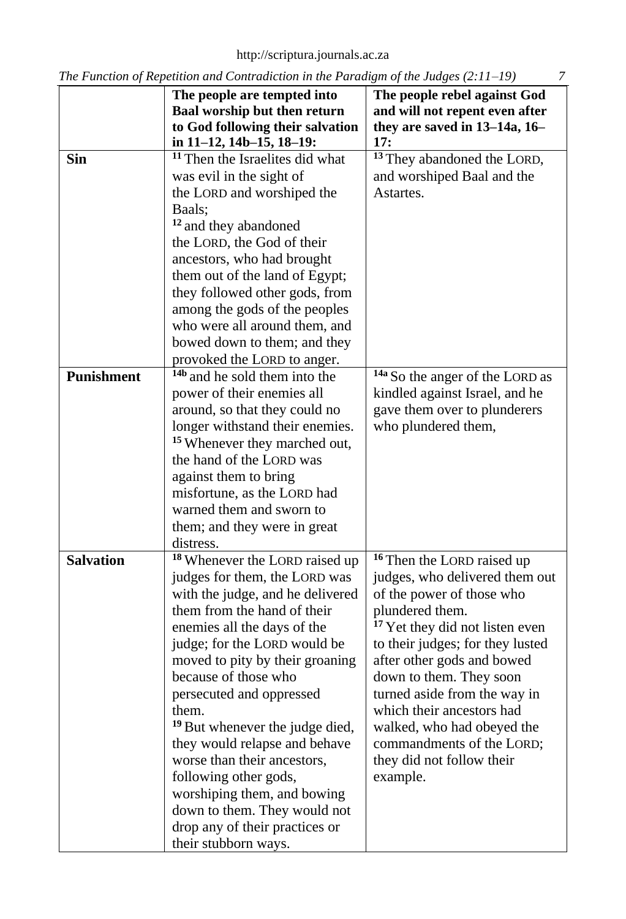| | The people are tempted into Baal worship but then return to God following their salvation in 11–12, 14b–15, 18–19: | The people rebel against God and will not repent even after they are saved in 13–14a, 16–17: |
|---|---|---|
| **Sin** | [11] Then the Israelites did what was evil in the sight of the LORD and worshiped the Baals; [12] and they abandoned the LORD, the God of their ancestors, who had brought them out of the land of Egypt; they followed other gods, from among the gods of the peoples who were all around them, and bowed down to them; and they provoked the LORD to anger. | [13] They abandoned the LORD, and worshiped Baal and the Astartes. |
| **Punishment** | [14b] and he sold them into the power of their enemies all around, so that they could no longer withstand their enemies. [15] Whenever they marched out, the hand of the LORD was against them to bring misfortune, as the LORD had warned them and sworn to them; and they were in great distress. | [14a] So the anger of the LORD as kindled against Israel, and he gave them over to plunderers who plundered them, |
| **Salvation** | [18] Whenever the LORD raised up judges for them, the LORD was with the judge, and he delivered them from the hand of their enemies all the days of the judge; for the LORD would be moved to pity by their groaning because of those who persecuted and oppressed them. [19] But whenever the judge died, they would relapse and behave worse than their ancestors, following other gods, worshiping them, and bowing down to them. They would not drop any of their practices or their stubborn ways. | [16] Then the LORD raised up judges, who delivered them out of the power of those who plundered them. [17] Yet they did not listen even to their judges; for they lusted after other gods and bowed down to them. They soon turned aside from the way in which their ancestors had walked, who had obeyed the commandments of the LORD; they did not follow their example. |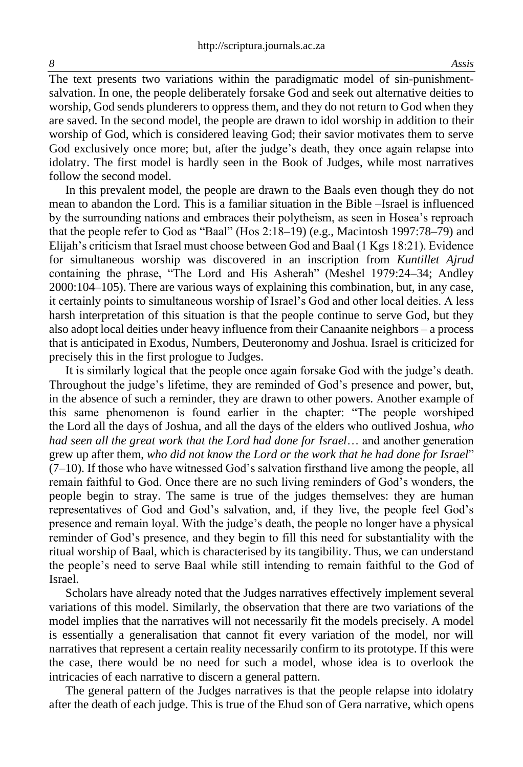The text presents two variations within the paradigmatic model of sin-punishment-salvation. In one, the people deliberately forsake God and seek out alternative deities to worship, God sends plunderers to oppress them, and they do not return to God when they are saved. In the second model, the people are drawn to idol worship in addition to their worship of God, which is considered leaving God; their savior motivates them to serve God exclusively once more; but, after the judge's death, they once again relapse into idolatry. The first model is hardly seen in the Book of Judges, while most narratives follow the second model.

In this prevalent model, the people are drawn to the Baals even though they do not mean to abandon the Lord. This is a familiar situation in the Bible –Israel is influenced by the surrounding nations and embraces their polytheism, as seen in Hosea's reproach that the people refer to God as "Baal" (Hos 2:18–19) (e.g., Macintosh 1997:78–79) and Elijah's criticism that Israel must choose between God and Baal (1 Kgs 18:21). Evidence for simultaneous worship was discovered in an inscription from *Kuntillet Ajrud* containing the phrase, "The Lord and His Asherah" (Meshel 1979:24–34; Andley 2000:104–105). There are various ways of explaining this combination, but, in any case, it certainly points to simultaneous worship of Israel's God and other local deities. A less harsh interpretation of this situation is that the people continue to serve God, but they also adopt local deities under heavy influence from their Canaanite neighbors – a process that is anticipated in Exodus, Numbers, Deuteronomy and Joshua. Israel is criticized for precisely this in the first prologue to Judges.

It is similarly logical that the people once again forsake God with the judge's death. Throughout the judge's lifetime, they are reminded of God's presence and power, but, in the absence of such a reminder, they are drawn to other powers. Another example of this same phenomenon is found earlier in the chapter: "The people worshiped the Lord all the days of Joshua, and all the days of the elders who outlived Joshua, *who had seen all the great work that the Lord had done for Israel*… and another generation grew up after them, *who did not know the Lord or the work that he had done for Israel*" (7–10). If those who have witnessed God's salvation firsthand live among the people, all remain faithful to God. Once there are no such living reminders of God's wonders, the people begin to stray. The same is true of the judges themselves: they are human representatives of God and God's salvation, and, if they live, the people feel God's presence and remain loyal. With the judge's death, the people no longer have a physical reminder of God's presence, and they begin to fill this need for substantiality with the ritual worship of Baal, which is characterised by its tangibility. Thus, we can understand the people's need to serve Baal while still intending to remain faithful to the God of Israel.

Scholars have already noted that the Judges narratives effectively implement several variations of this model. Similarly, the observation that there are two variations of the model implies that the narratives will not necessarily fit the models precisely. A model is essentially a generalisation that cannot fit every variation of the model, nor will narratives that represent a certain reality necessarily confirm to its prototype. If this were the case, there would be no need for such a model, whose idea is to overlook the intricacies of each narrative to discern a general pattern.

The general pattern of the Judges narratives is that the people relapse into idolatry after the death of each judge. This is true of the Ehud son of Gera narrative, which opens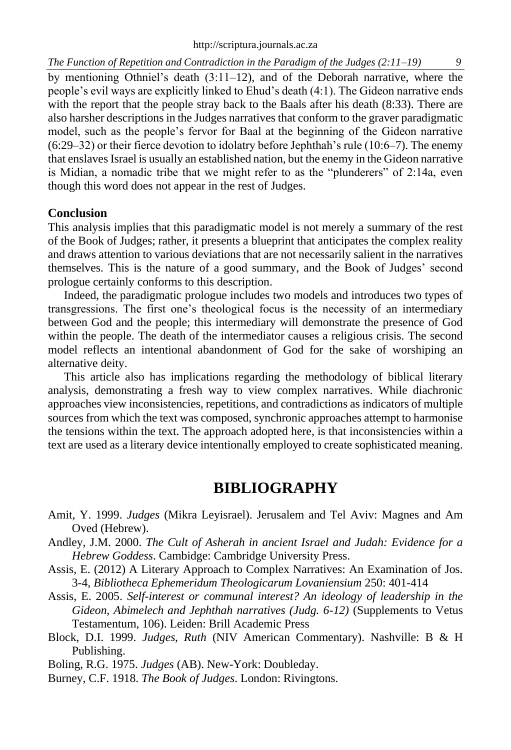by mentioning Othniel's death (3:11–12), and of the Deborah narrative, where the people's evil ways are explicitly linked to Ehud's death (4:1). The Gideon narrative ends with the report that the people stray back to the Baals after his death (8:33). There are also harsher descriptions in the Judges narratives that conform to the graver paradigmatic model, such as the people's fervor for Baal at the beginning of the Gideon narrative (6:29–32) or their fierce devotion to idolatry before Jephthah's rule (10:6–7). The enemy that enslaves Israel is usually an established nation, but the enemy in the Gideon narrative is Midian, a nomadic tribe that we might refer to as the "plunderers" of 2:14a, even though this word does not appear in the rest of Judges.

## Conclusion

This analysis implies that this paradigmatic model is not merely a summary of the rest of the Book of Judges; rather, it presents a blueprint that anticipates the complex reality and draws attention to various deviations that are not necessarily salient in the narratives themselves. This is the nature of a good summary, and the Book of Judges' second prologue certainly conforms to this description.

Indeed, the paradigmatic prologue includes two models and introduces two types of transgressions. The first one's theological focus is the necessity of an intermediary between God and the people; this intermediary will demonstrate the presence of God within the people. The death of the intermediator causes a religious crisis. The second model reflects an intentional abandonment of God for the sake of worshiping an alternative deity.

This article also has implications regarding the methodology of biblical literary analysis, demonstrating a fresh way to view complex narratives. While diachronic approaches view inconsistencies, repetitions, and contradictions as indicators of multiple sources from which the text was composed, synchronic approaches attempt to harmonise the tensions within the text. The approach adopted here, is that inconsistencies within a text are used as a literary device intentionally employed to create sophisticated meaning.

# BIBLIOGRAPHY

Amit, Y. 1999. *Judges* (Mikra Leyisrael). Jerusalem and Tel Aviv: Magnes and Am Oved (Hebrew).

Andley, J.M. 2000. *The Cult of Asherah in ancient Israel and Judah: Evidence for a Hebrew Goddess*. Cambidge: Cambridge University Press.

Assis, E. (2012) A Literary Approach to Complex Narratives: An Examination of Jos. 3-4, *Bibliotheca Ephemeridum Theologicarum Lovaniensium* 250: 401-414

Assis, E. 2005. *Self-interest or communal interest? An ideology of leadership in the Gideon, Abimelech and Jephthah narratives (Judg. 6-12)* (Supplements to Vetus Testamentum, 106). Leiden: Brill Academic Press

Block, D.I. 1999. *Judges, Ruth* (NIV American Commentary). Nashville: B & H Publishing.

Boling, R.G. 1975. *Judges* (AB). New-York: Doubleday.

Burney, C.F. 1918. *The Book of Judges*. London: Rivingtons.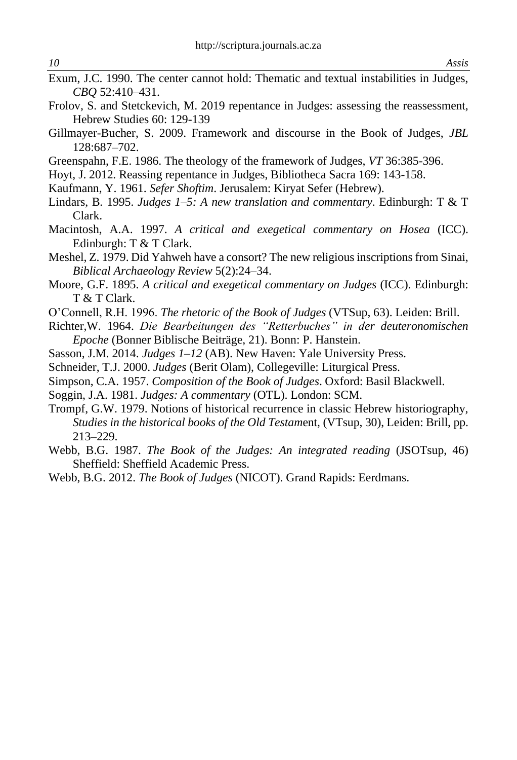Exum, J.C. 1990. The center cannot hold: Thematic and textual instabilities in Judges, *CBQ* 52:410–431.

Frolov, S. and Stetckevich, M. 2019 repentance in Judges: assessing the reassessment, Hebrew Studies 60: 129-139

Gillmayer-Bucher, S. 2009. Framework and discourse in the Book of Judges, *JBL* 128:687–702.

Greenspahn, F.E. 1986. The theology of the framework of Judges, *VT* 36:385-396.

Hoyt, J. 2012. Reassing repentance in Judges, Bibliotheca Sacra 169: 143-158.

Kaufmann, Y. 1961. *Sefer Shoftim*. Jerusalem: Kiryat Sefer (Hebrew).

Lindars, B. 1995. *Judges 1–5: A new translation and commentary*. Edinburgh: T & T Clark.

Macintosh, A.A. 1997. *A critical and exegetical commentary on Hosea* (ICC). Edinburgh: T & T Clark.

Meshel, Z. 1979. Did Yahweh have a consort? The new religious inscriptions from Sinai, *Biblical Archaeology Review* 5(2):24–34.

Moore, G.F. 1895. *A critical and exegetical commentary on Judges* (ICC). Edinburgh: T & T Clark.

O'Connell, R.H. 1996. *The rhetoric of the Book of Judges* (VTSup, 63). Leiden: Brill.

Richter,W. 1964. *Die Bearbeitungen des "Retterbuches" in der deuteronomischen Epoche* (Bonner Biblische Beiträge, 21). Bonn: P. Hanstein.

Sasson, J.M. 2014. *Judges 1–12* (AB). New Haven: Yale University Press.

Schneider, T.J. 2000. *Judges* (Berit Olam), Collegeville: Liturgical Press.

Simpson, C.A. 1957. *Composition of the Book of Judges*. Oxford: Basil Blackwell.

Soggin, J.A. 1981. *Judges: A commentary* (OTL). London: SCM.

Trompf, G.W. 1979. Notions of historical recurrence in classic Hebrew historiography, *Studies in the historical books of the Old Testam*ent, (VTsup, 30), Leiden: Brill, pp. 213–229.

Webb, B.G. 1987. *The Book of the Judges: An integrated reading* (JSOTsup, 46) Sheffield: Sheffield Academic Press.

Webb, B.G. 2012. *The Book of Judges* (NICOT). Grand Rapids: Eerdmans.